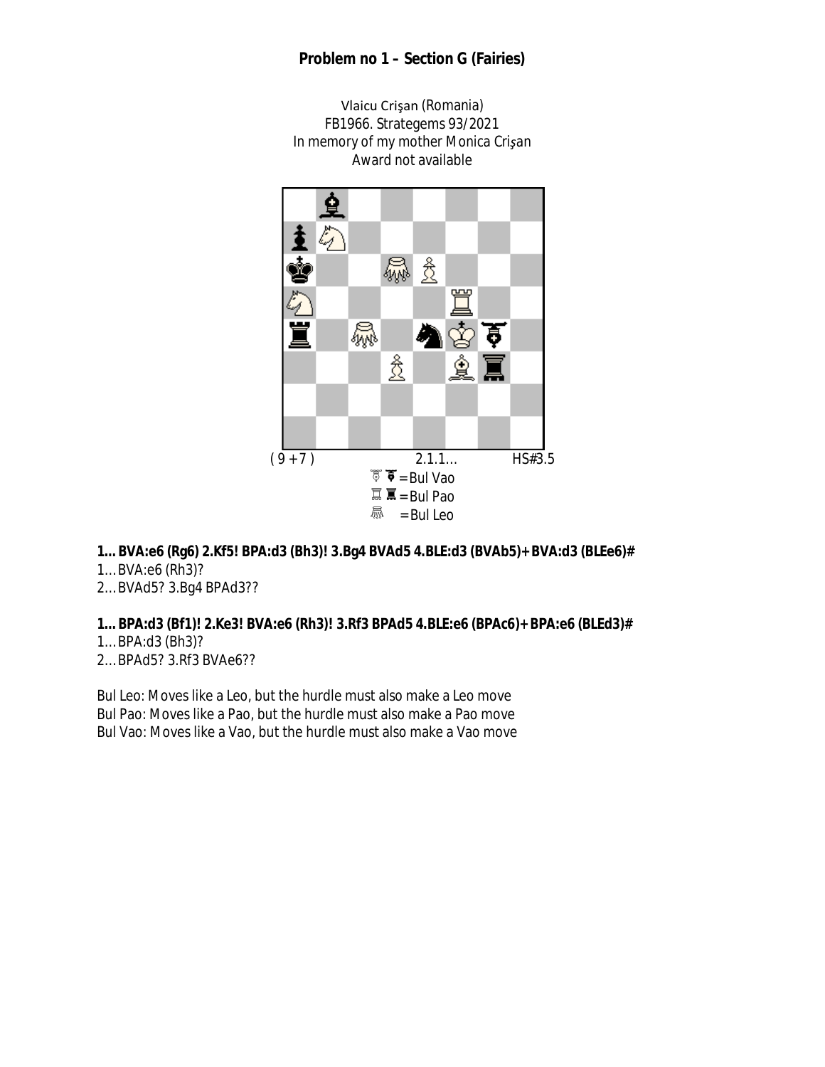## Problem no 1 – Section G (Fairies)

Vlaicu Crişan (Romania)
FB1966. Strategems 93/2021
In memory of my mother Monica Crişan
Award not available

( 9 + 7 ) 2.1.1... HS#3.5

= Bul Vao
= Bul Pao
= Bul Leo

**1... BVA:e6 (Rg6) 2.Kf5! BPA:d3 (Bh3)! 3.Bg4 BVAd5 4.BLE:d3 (BVAb5)+ BVA:d3 (BLEe6)#**

1... BVA:e6 (Rh3)?

2... BVAd5? 3.Bg4 BPAd3??

**1... BPA:d3 (Bf1)! 2.Ke3! BVA:e6 (Rh3)! 3.Rf3 BPAd5 4.BLE:e6 (BPAc6)+ BPA:e6 (BLEd3)#**

1... BPA:d3 (Bh3)?

2... BPAd5? 3.Rf3 BVAe6??

Bul Leo: Moves like a Leo, but the hurdle must also make a Leo move
Bul Pao: Moves like a Pao, but the hurdle must also make a Pao move
Bul Vao: Moves like a Vao, but the hurdle must also make a Vao move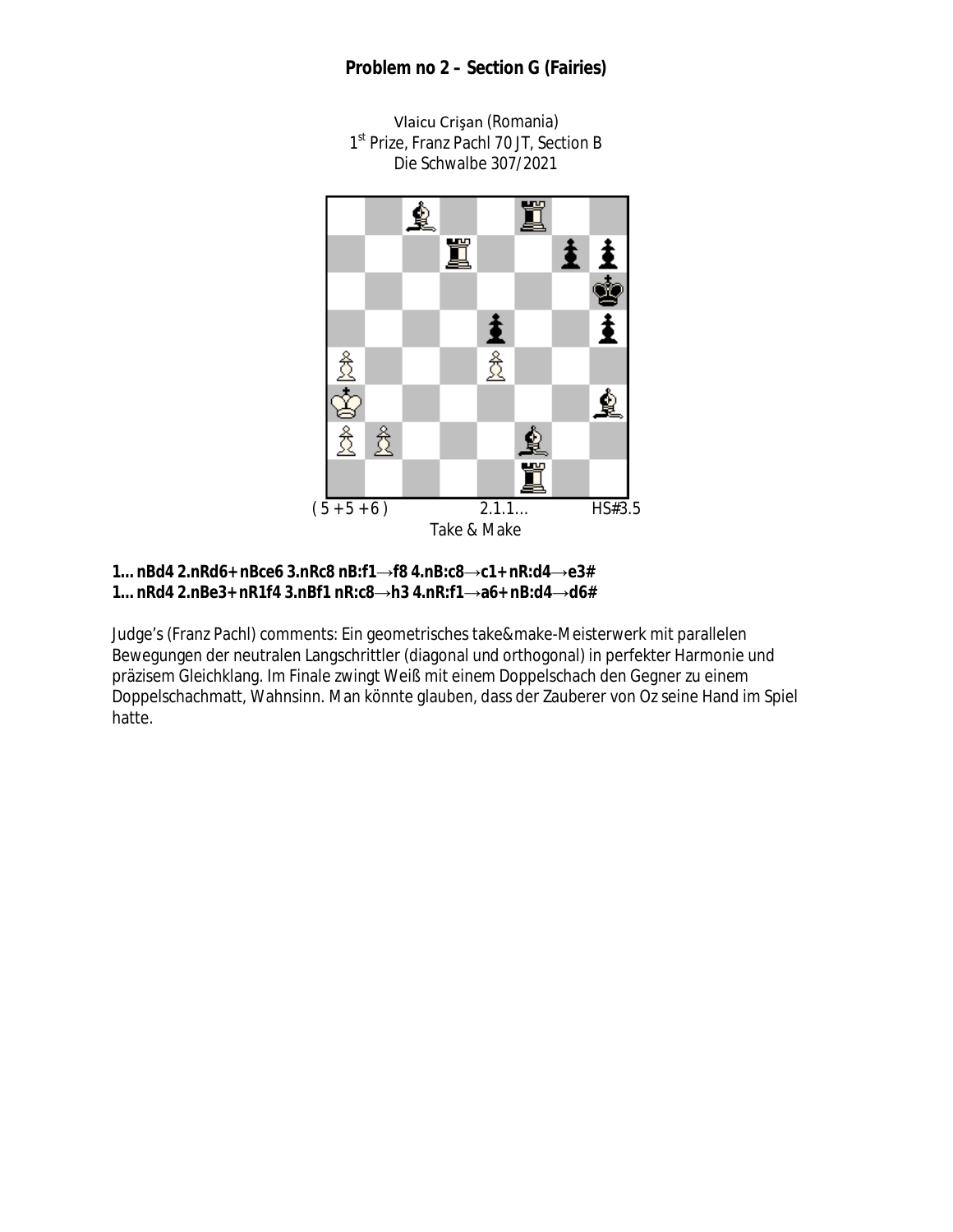## Problem no 2 – Section G (Fairies)

Vlaicu Crişan (Romania)
1st Prize, Franz Pachl 70 JT, Section B
Die Schwalbe 307/2021

( 5 + 5 + 6 ) 2.1.1… HS#3.5

Take & Make

**1… nBd4 2.nRd6+ nBce6 3.nRc8 nB:f1→f8 4.nB:c8→c1+ nR:d4→e3#**
**1… nRd4 2.nBe3+ nR1f4 3.nBf1 nR:c8→h3 4.nR:f1→a6+ nB:d4→d6#**

Judge's (Franz Pachl) comments: Ein geometrisches take&make-Meisterwerk mit parallelen Bewegungen der neutralen Langschrittler (diagonal und orthogonal) in perfekter Harmonie und präzisem Gleichklang. Im Finale zwingt Weiß mit einem Doppelschach den Gegner zu einem Doppelschachmatt, Wahnsinn. Man könnte glauben, dass der Zauberer von Oz seine Hand im Spiel hatte.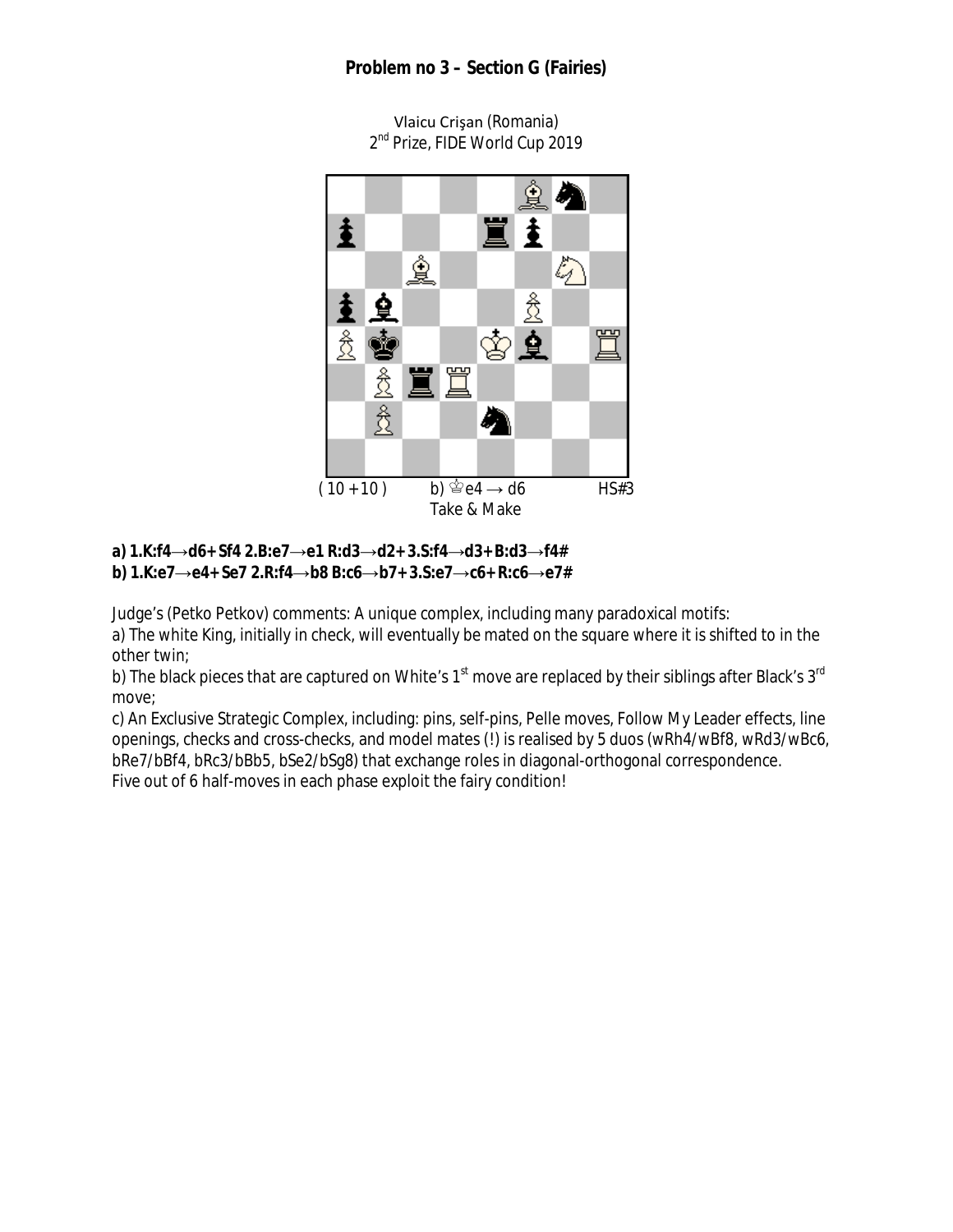## Problem no 3 – Section G (Fairies)

Vlaicu Crişan (Romania)
2nd Prize, FIDE World Cup 2019

( 10 + 10 ) b) ♔e4 → d6 HS#3
Take & Make

**a) 1.K:f4→d6+ Sf4 2.B:e7→e1 R:d3→d2+ 3.S:f4→d3+ B:d3→f4#**
**b) 1.K:e7→e4+ Se7 2.R:f4→b8 B:c6→b7+ 3.S:e7→c6+ R:c6→e7#**

Judge's (Petko Petkov) comments: A unique complex, including many paradoxical motifs:

a) The white King, initially in check, will eventually be mated on the square where it is shifted to in the other twin;

b) The black pieces that are captured on White's 1st move are replaced by their siblings after Black's 3rd move;

c) An Exclusive Strategic Complex, including: pins, self-pins, Pelle moves, Follow My Leader effects, line openings, checks and cross-checks, and model mates (!) is realised by 5 duos (wRh4/wBf8, wRd3/wBc6, bRe7/bBf4, bRc3/bBb5, bSe2/bSg8) that exchange roles in diagonal-orthogonal correspondence.

Five out of 6 half-moves in each phase exploit the fairy condition!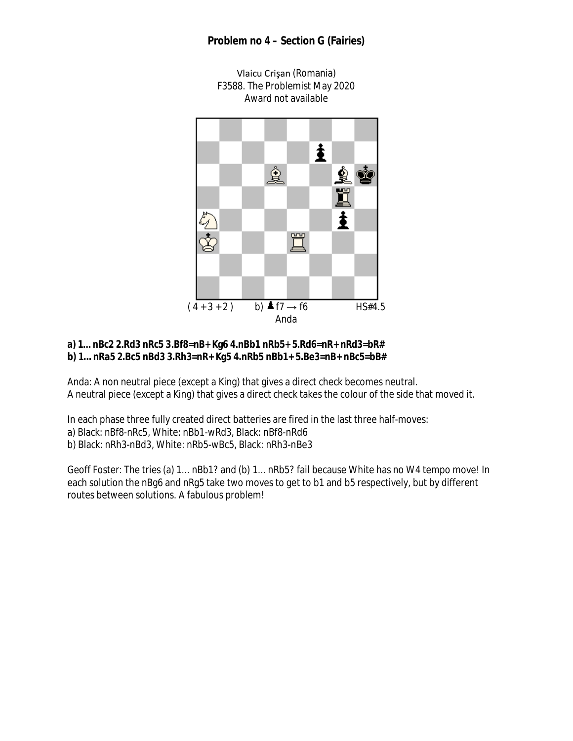## Problem no 4 – Section G (Fairies)

Vlaicu Crişan (Romania)
F3588. The Problemist May 2020
Award not available

( 4 + 3 + 2 )   b) ♝f7 → f6   HS#4.5
Anda

**a) 1… nBc2 2.Rd3 nRc5 3.Bf8=nB+ Kg6 4.nBb1 nRb5+ 5.Rd6=nR+ nRd3=bR#**
**b) 1… nRa5 2.Bc5 nBd3 3.Rh3=nR+ Kg5 4.nRb5 nBb1+ 5.Be3=nB+ nBc5=bB#**

Anda: A non neutral piece (except a King) that gives a direct check becomes neutral.
A neutral piece (except a King) that gives a direct check takes the colour of the side that moved it.

In each phase three fully created direct batteries are fired in the last three half-moves:
a) Black: nBf8-nRc5, White: nBb1-wRd3, Black: nBf8-nRd6
b) Black: nRh3-nBd3, White: nRb5-wBc5, Black: nRh3-nBe3

Geoff Foster: The tries (a) 1… nBb1? and (b) 1… nRb5? fail because White has no W4 tempo move! In each solution the nBg6 and nRg5 take two moves to get to b1 and b5 respectively, but by different routes between solutions. A fabulous problem!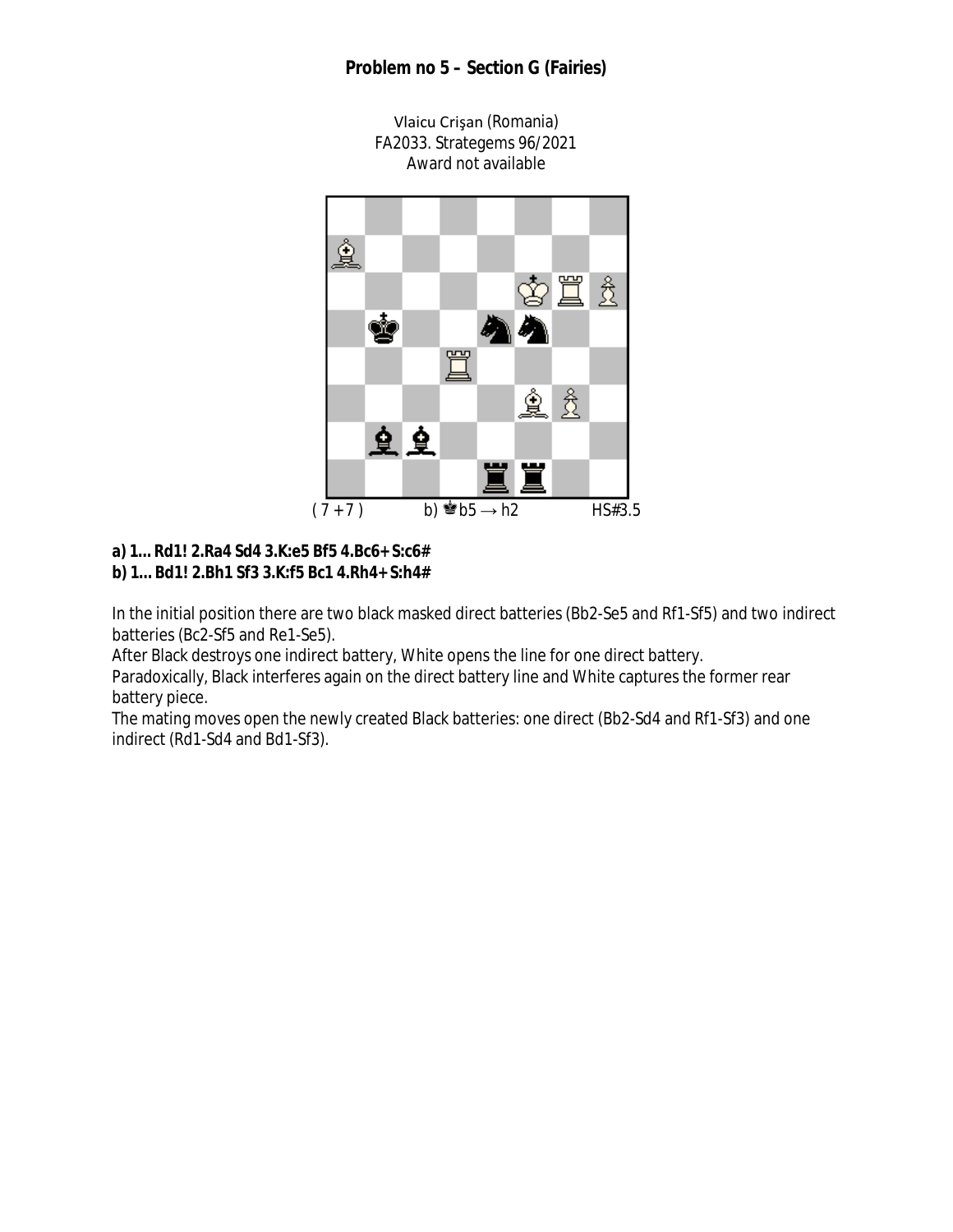## Problem no 5 – Section G (Fairies)

Vlaicu Crişan (Romania)
FA2033. Strategems 96/2021
Award not available

( 7 + 7 ) b) ♚b5 → h2 HS#3.5

**a) 1… Rd1! 2.Ra4 Sd4 3.K:e5 Bf5 4.Bc6+ S:c6#**
**b) 1… Bd1! 2.Bh1 Sf3 3.K:f5 Bc1 4.Rh4+ S:h4#**

In the initial position there are two black masked direct batteries (Bb2-Se5 and Rf1-Sf5) and two indirect batteries (Bc2-Sf5 and Re1-Se5).

After Black destroys one indirect battery, White opens the line for one direct battery.

Paradoxically, Black interferes again on the direct battery line and White captures the former rear battery piece.

The mating moves open the newly created Black batteries: one direct (Bb2-Sd4 and Rf1-Sf3) and one indirect (Rd1-Sd4 and Bd1-Sf3).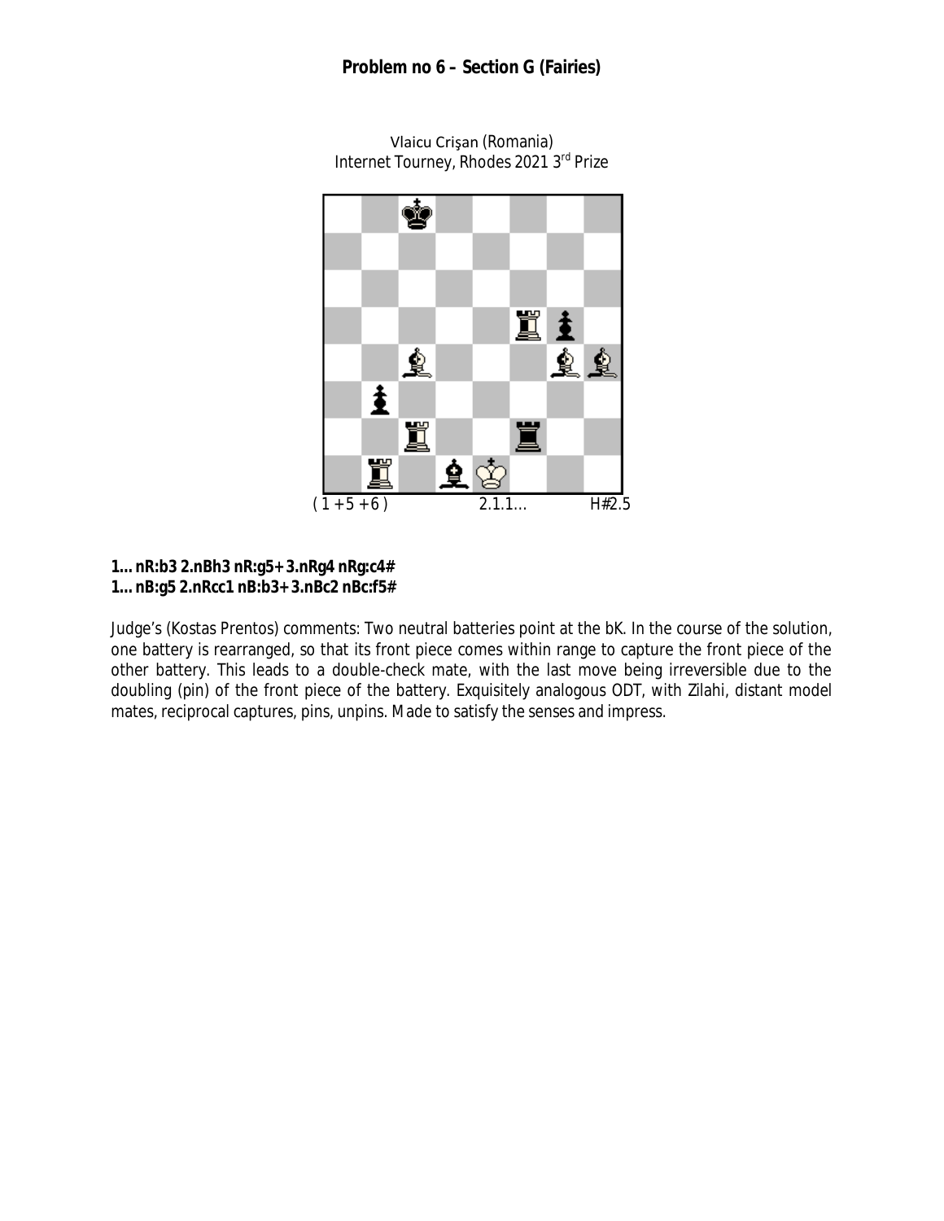**Problem no 6 – Section G (Fairies)**

Vlaicu Crişan (Romania)
Internet Tourney, Rhodes 2021 3rd Prize

( 1 + 5 + 6 )          2.1.1...          H#2.5

**1... nR:b3 2.nBh3 nR:g5+ 3.nRg4 nRg:c4#**
**1... nB:g5 2.nRcc1 nB:b3+ 3.nBc2 nBc:f5#**

Judge's (Kostas Prentos) comments: Two neutral batteries point at the bK. In the course of the solution, one battery is rearranged, so that its front piece comes within range to capture the front piece of the other battery. This leads to a double-check mate, with the last move being irreversible due to the doubling (pin) of the front piece of the battery. Exquisitely analogous ODT, with Zilahi, distant model mates, reciprocal captures, pins, unpins. Made to satisfy the senses and impress.